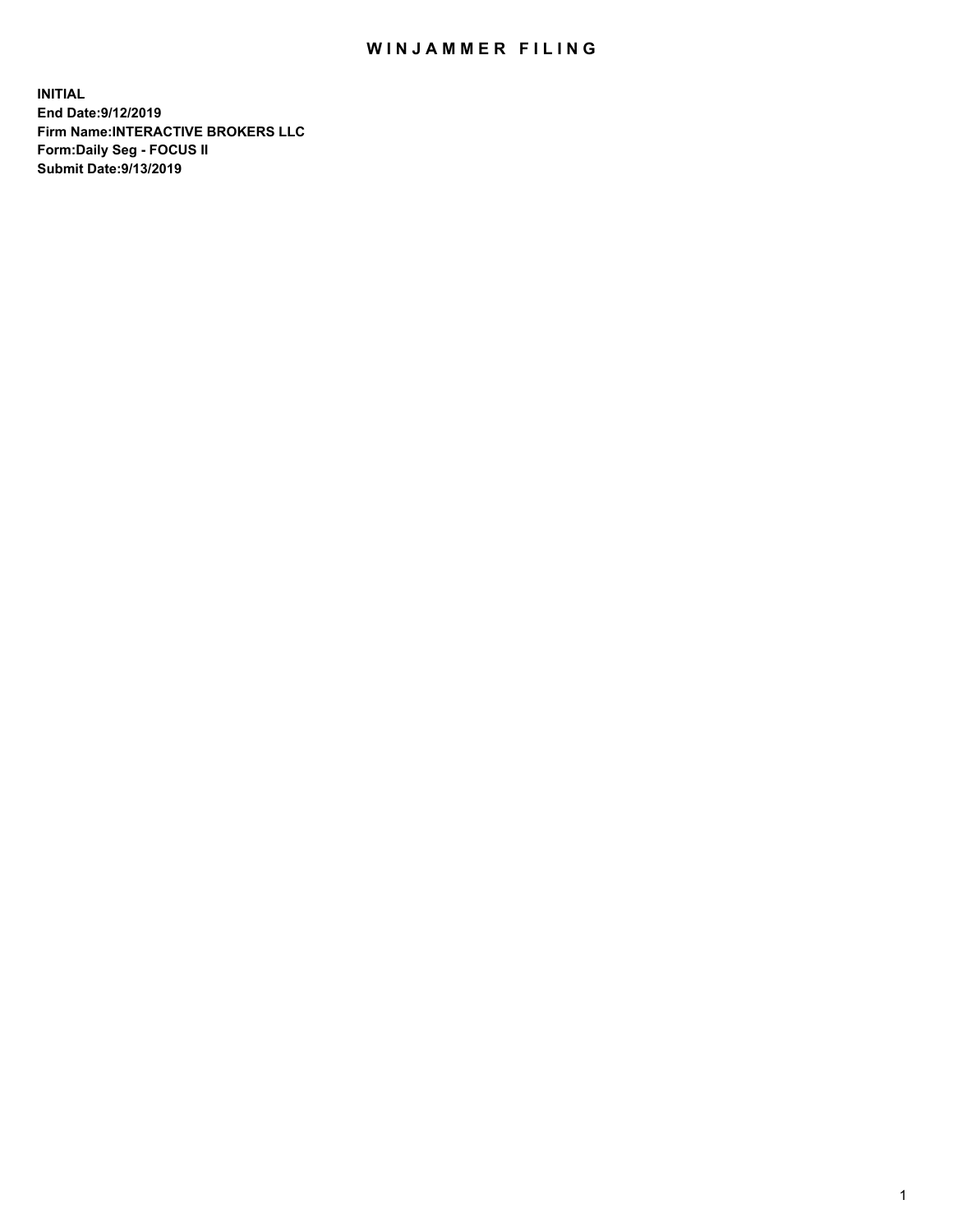# WINJAMMER FILING

**INITIAL**
**End Date:9/12/2019**
**Firm Name:INTERACTIVE BROKERS LLC**
**Form:Daily Seg - FOCUS II**
**Submit Date:9/13/2019**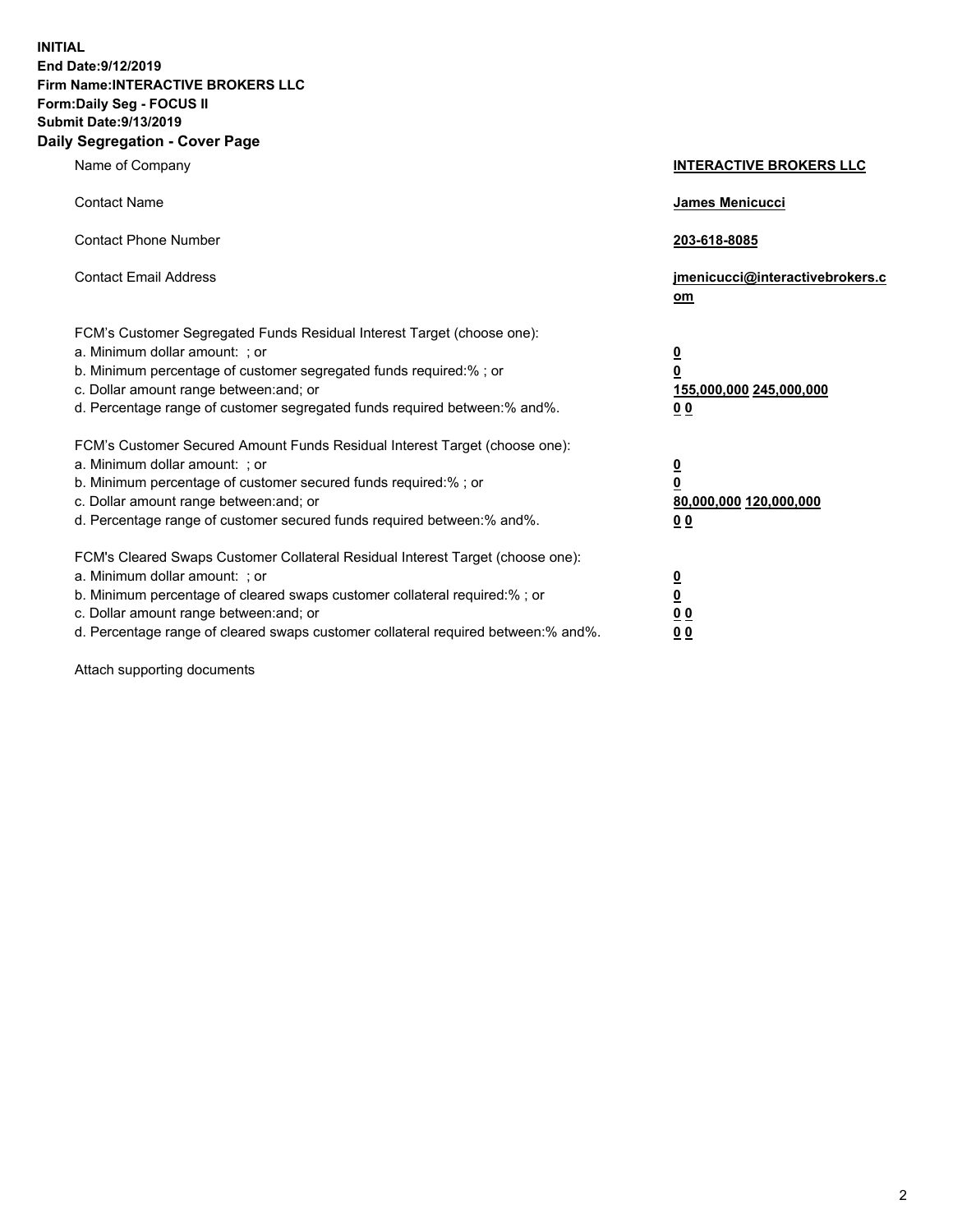**INITIAL**
**End Date:9/12/2019**
**Firm Name:INTERACTIVE BROKERS LLC**
**Form:Daily Seg - FOCUS II**
**Submit Date:9/13/2019**

**Daily Segregation - Cover Page**

| | |
|---|---|
| Name of Company | **INTERACTIVE BROKERS LLC** |
| Contact Name | **James Menicucci** |
| Contact Phone Number | **203-618-8085** |
| Contact Email Address | **jmenicucci@interactivebrokers.com** |
| FCM's Customer Segregated Funds Residual Interest Target (choose one): | |
| a. Minimum dollar amount: ; or | **0** |
| b. Minimum percentage of customer segregated funds required:% ; or | **0** |
| c. Dollar amount range between:and; or | **155,000,000 245,000,000** |
| d. Percentage range of customer segregated funds required between:% and%. | **0 0** |
| FCM's Customer Secured Amount Funds Residual Interest Target (choose one): | |
| a. Minimum dollar amount: ; or | **0** |
| b. Minimum percentage of customer secured funds required:% ; or | **0** |
| c. Dollar amount range between:and; or | **80,000,000 120,000,000** |
| d. Percentage range of customer secured funds required between:% and%. | **0 0** |
| FCM's Cleared Swaps Customer Collateral Residual Interest Target (choose one): | |
| a. Minimum dollar amount: ; or | **0** |
| b. Minimum percentage of cleared swaps customer collateral required:% ; or | **0** |
| c. Dollar amount range between:and; or | **0 0** |
| d. Percentage range of cleared swaps customer collateral required between:% and%. | **0 0** |

Attach supporting documents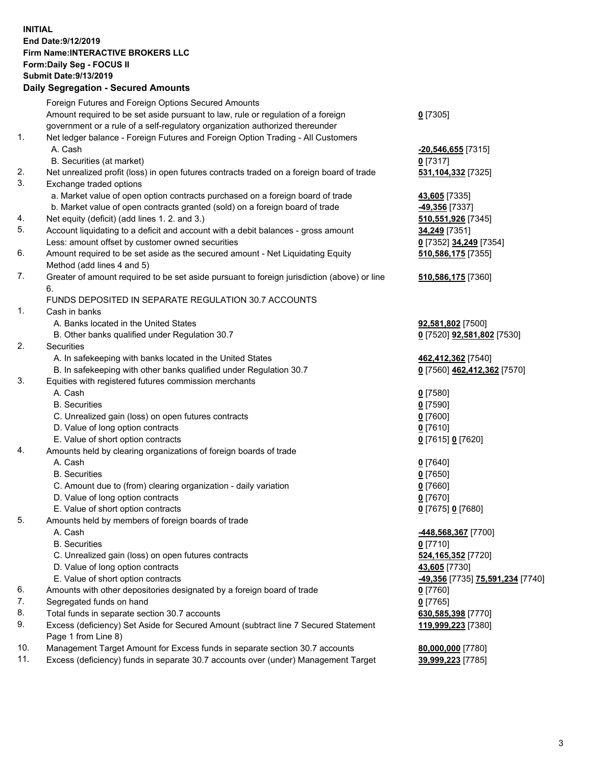**INITIAL**
**End Date:9/12/2019**
**Firm Name:INTERACTIVE BROKERS LLC**
**Form:Daily Seg - FOCUS II**
**Submit Date:9/13/2019**
**Daily Segregation - Secured Amounts**

| | | |
|---|---|---|
| | Foreign Futures and Foreign Options Secured Amounts | |
| | Amount required to be set aside pursuant to law, rule or regulation of a foreign government or a rule of a self-regulatory organization authorized thereunder | **0** [7305] |
| 1. | Net ledger balance - Foreign Futures and Foreign Option Trading - All Customers | |
| | A. Cash | **-20,546,655** [7315] |
| | B. Securities (at market) | **0** [7317] |
| 2. | Net unrealized profit (loss) in open futures contracts traded on a foreign board of trade | **531,104,332** [7325] |
| 3. | Exchange traded options | |
| | a. Market value of open option contracts purchased on a foreign board of trade | **43,605** [7335] |
| | b. Market value of open contracts granted (sold) on a foreign board of trade | **-49,356** [7337] |
| 4. | Net equity (deficit) (add lines 1. 2. and 3.) | **510,551,926** [7345] |
| 5. | Account liquidating to a deficit and account with a debit balances - gross amount | **34,249** [7351] |
| | Less: amount offset by customer owned securities | **0** [7352] **34,249** [7354] |
| 6. | Amount required to be set aside as the secured amount - Net Liquidating Equity Method (add lines 4 and 5) | **510,586,175** [7355] |
| 7. | Greater of amount required to be set aside pursuant to foreign jurisdiction (above) or line 6. | **510,586,175** [7360] |
| | FUNDS DEPOSITED IN SEPARATE REGULATION 30.7 ACCOUNTS | |
| 1. | Cash in banks | |
| | A. Banks located in the United States | **92,581,802** [7500] |
| | B. Other banks qualified under Regulation 30.7 | **0** [7520] **92,581,802** [7530] |
| 2. | Securities | |
| | A. In safekeeping with banks located in the United States | **462,412,362** [7540] |
| | B. In safekeeping with other banks qualified under Regulation 30.7 | **0** [7560] **462,412,362** [7570] |
| 3. | Equities with registered futures commission merchants | |
| | A. Cash | **0** [7580] |
| | B. Securities | **0** [7590] |
| | C. Unrealized gain (loss) on open futures contracts | **0** [7600] |
| | D. Value of long option contracts | **0** [7610] |
| | E. Value of short option contracts | **0** [7615] **0** [7620] |
| 4. | Amounts held by clearing organizations of foreign boards of trade | |
| | A. Cash | **0** [7640] |
| | B. Securities | **0** [7650] |
| | C. Amount due to (from) clearing organization - daily variation | **0** [7660] |
| | D. Value of long option contracts | **0** [7670] |
| | E. Value of short option contracts | **0** [7675] **0** [7680] |
| 5. | Amounts held by members of foreign boards of trade | |
| | A. Cash | **-448,568,367** [7700] |
| | B. Securities | **0** [7710] |
| | C. Unrealized gain (loss) on open futures contracts | **524,165,352** [7720] |
| | D. Value of long option contracts | **43,605** [7730] |
| | E. Value of short option contracts | **-49,356** [7735] **75,591,234** [7740] |
| 6. | Amounts with other depositories designated by a foreign board of trade | **0** [7760] |
| 7. | Segregated funds on hand | **0** [7765] |
| 8. | Total funds in separate section 30.7 accounts | **630,585,398** [7770] |
| 9. | Excess (deficiency) Set Aside for Secured Amount (subtract line 7 Secured Statement Page 1 from Line 8) | **119,999,223** [7380] |
| 10. | Management Target Amount for Excess funds in separate section 30.7 accounts | **80,000,000** [7780] |
| 11. | Excess (deficiency) funds in separate 30.7 accounts over (under) Management Target | **39,999,223** [7785] |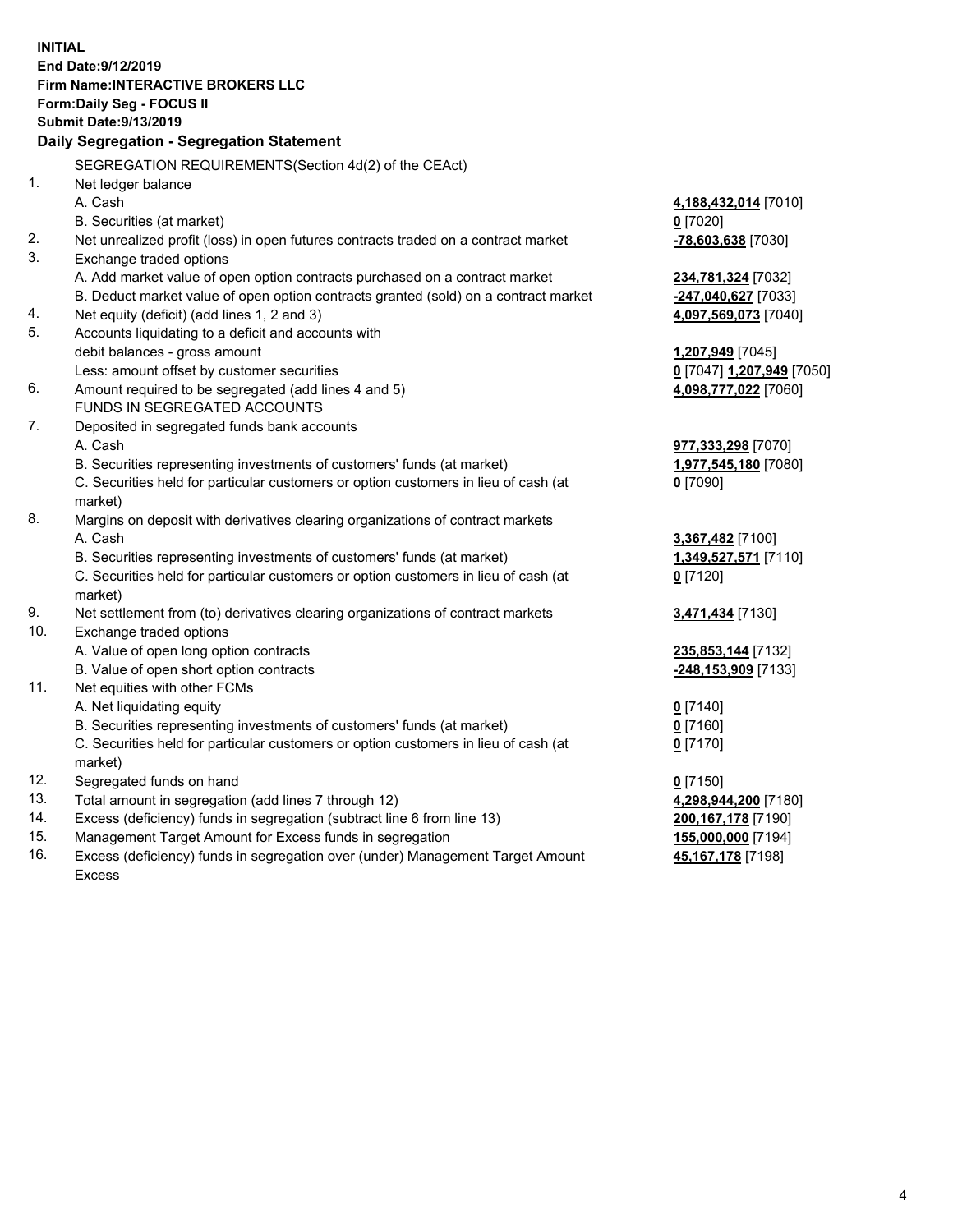**INITIAL**
**End Date:9/12/2019**
**Firm Name:INTERACTIVE BROKERS LLC**
**Form:Daily Seg - FOCUS II**
**Submit Date:9/13/2019**
**Daily Segregation - Segregation Statement**

SEGREGATION REQUIREMENTS(Section 4d(2) of the CEAct)

| | | |
|---|---|---|
| 1. | Net ledger balance | |
| | A. Cash | **4,188,432,014** [7010] |
| | B. Securities (at market) | **0** [7020] |
| 2. | Net unrealized profit (loss) in open futures contracts traded on a contract market | **-78,603,638** [7030] |
| 3. | Exchange traded options | |
| | A. Add market value of open option contracts purchased on a contract market | **234,781,324** [7032] |
| | B. Deduct market value of open option contracts granted (sold) on a contract market | **-247,040,627** [7033] |
| 4. | Net equity (deficit) (add lines 1, 2 and 3) | **4,097,569,073** [7040] |
| 5. | Accounts liquidating to a deficit and accounts with | |
| | debit balances - gross amount | **1,207,949** [7045] |
| | Less: amount offset by customer securities | **0** [7047] **1,207,949** [7050] |
| 6. | Amount required to be segregated (add lines 4 and 5) | **4,098,777,022** [7060] |
| | FUNDS IN SEGREGATED ACCOUNTS | |
| 7. | Deposited in segregated funds bank accounts | |
| | A. Cash | **977,333,298** [7070] |
| | B. Securities representing investments of customers' funds (at market) | **1,977,545,180** [7080] |
| | C. Securities held for particular customers or option customers in lieu of cash (at market) | **0** [7090] |
| 8. | Margins on deposit with derivatives clearing organizations of contract markets | |
| | A. Cash | **3,367,482** [7100] |
| | B. Securities representing investments of customers' funds (at market) | **1,349,527,571** [7110] |
| | C. Securities held for particular customers or option customers in lieu of cash (at market) | **0** [7120] |
| 9. | Net settlement from (to) derivatives clearing organizations of contract markets | **3,471,434** [7130] |
| 10. | Exchange traded options | |
| | A. Value of open long option contracts | **235,853,144** [7132] |
| | B. Value of open short option contracts | **-248,153,909** [7133] |
| 11. | Net equities with other FCMs | |
| | A. Net liquidating equity | **0** [7140] |
| | B. Securities representing investments of customers' funds (at market) | **0** [7160] |
| | C. Securities held for particular customers or option customers in lieu of cash (at market) | **0** [7170] |
| 12. | Segregated funds on hand | **0** [7150] |
| 13. | Total amount in segregation (add lines 7 through 12) | **4,298,944,200** [7180] |
| 14. | Excess (deficiency) funds in segregation (subtract line 6 from line 13) | **200,167,178** [7190] |
| 15. | Management Target Amount for Excess funds in segregation | **155,000,000** [7194] |
| 16. | Excess (deficiency) funds in segregation over (under) Management Target Amount Excess | **45,167,178** [7198] |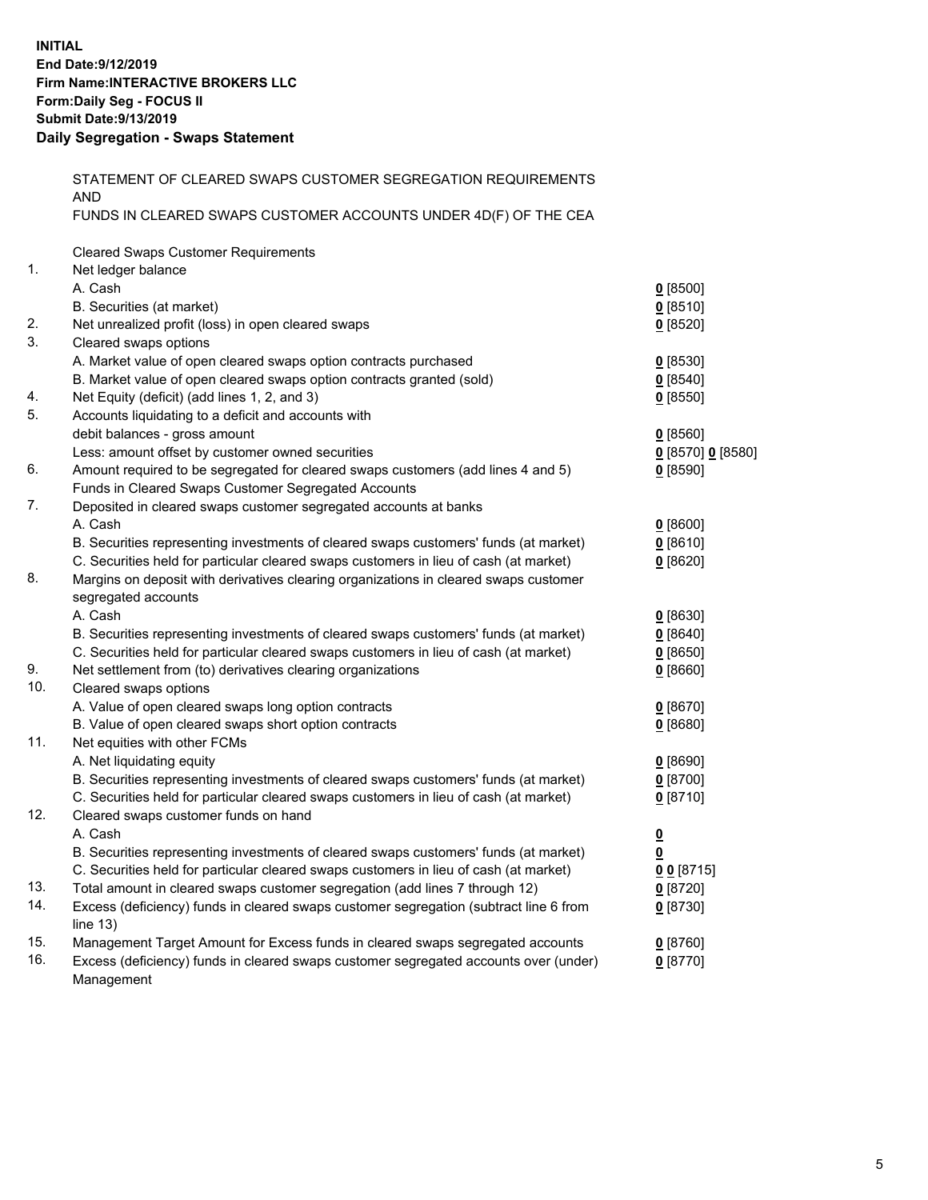**INITIAL**
**End Date:9/12/2019**
**Firm Name:INTERACTIVE BROKERS LLC**
**Form:Daily Seg - FOCUS II**
**Submit Date:9/13/2019**
**Daily Segregation - Swaps Statement**

STATEMENT OF CLEARED SWAPS CUSTOMER SEGREGATION REQUIREMENTS AND FUNDS IN CLEARED SWAPS CUSTOMER ACCOUNTS UNDER 4D(F) OF THE CEA

| | | |
|---|---|---|
| | Cleared Swaps Customer Requirements | |
| 1. | Net ledger balance | |
| | A. Cash | 0 [8500] |
| | B. Securities (at market) | 0 [8510] |
| 2. | Net unrealized profit (loss) in open cleared swaps | 0 [8520] |
| 3. | Cleared swaps options | |
| | A. Market value of open cleared swaps option contracts purchased | 0 [8530] |
| | B. Market value of open cleared swaps option contracts granted (sold) | 0 [8540] |
| 4. | Net Equity (deficit) (add lines 1, 2, and 3) | 0 [8550] |
| 5. | Accounts liquidating to a deficit and accounts with debit balances - gross amount | 0 [8560] |
| | Less: amount offset by customer owned securities | 0 [8570] 0 [8580] |
| 6. | Amount required to be segregated for cleared swaps customers (add lines 4 and 5) | 0 [8590] |
| | Funds in Cleared Swaps Customer Segregated Accounts | |
| 7. | Deposited in cleared swaps customer segregated accounts at banks | |
| | A. Cash | 0 [8600] |
| | B. Securities representing investments of cleared swaps customers' funds (at market) | 0 [8610] |
| | C. Securities held for particular cleared swaps customers in lieu of cash (at market) | 0 [8620] |
| 8. | Margins on deposit with derivatives clearing organizations in cleared swaps customer segregated accounts | |
| | A. Cash | 0 [8630] |
| | B. Securities representing investments of cleared swaps customers' funds (at market) | 0 [8640] |
| | C. Securities held for particular cleared swaps customers in lieu of cash (at market) | 0 [8650] |
| 9. | Net settlement from (to) derivatives clearing organizations | 0 [8660] |
| 10. | Cleared swaps options | |
| | A. Value of open cleared swaps long option contracts | 0 [8670] |
| | B. Value of open cleared swaps short option contracts | 0 [8680] |
| 11. | Net equities with other FCMs | |
| | A. Net liquidating equity | 0 [8690] |
| | B. Securities representing investments of cleared swaps customers' funds (at market) | 0 [8700] |
| | C. Securities held for particular cleared swaps customers in lieu of cash (at market) | 0 [8710] |
| 12. | Cleared swaps customer funds on hand | |
| | A. Cash | 0 |
| | B. Securities representing investments of cleared swaps customers' funds (at market) | 0 |
| | C. Securities held for particular cleared swaps customers in lieu of cash (at market) | 0 0 [8715] |
| 13. | Total amount in cleared swaps customer segregation (add lines 7 through 12) | 0 [8720] |
| 14. | Excess (deficiency) funds in cleared swaps customer segregation (subtract line 6 from line 13) | 0 [8730] |
| 15. | Management Target Amount for Excess funds in cleared swaps segregated accounts | 0 [8760] |
| 16. | Excess (deficiency) funds in cleared swaps customer segregated accounts over (under) Management | 0 [8770] |